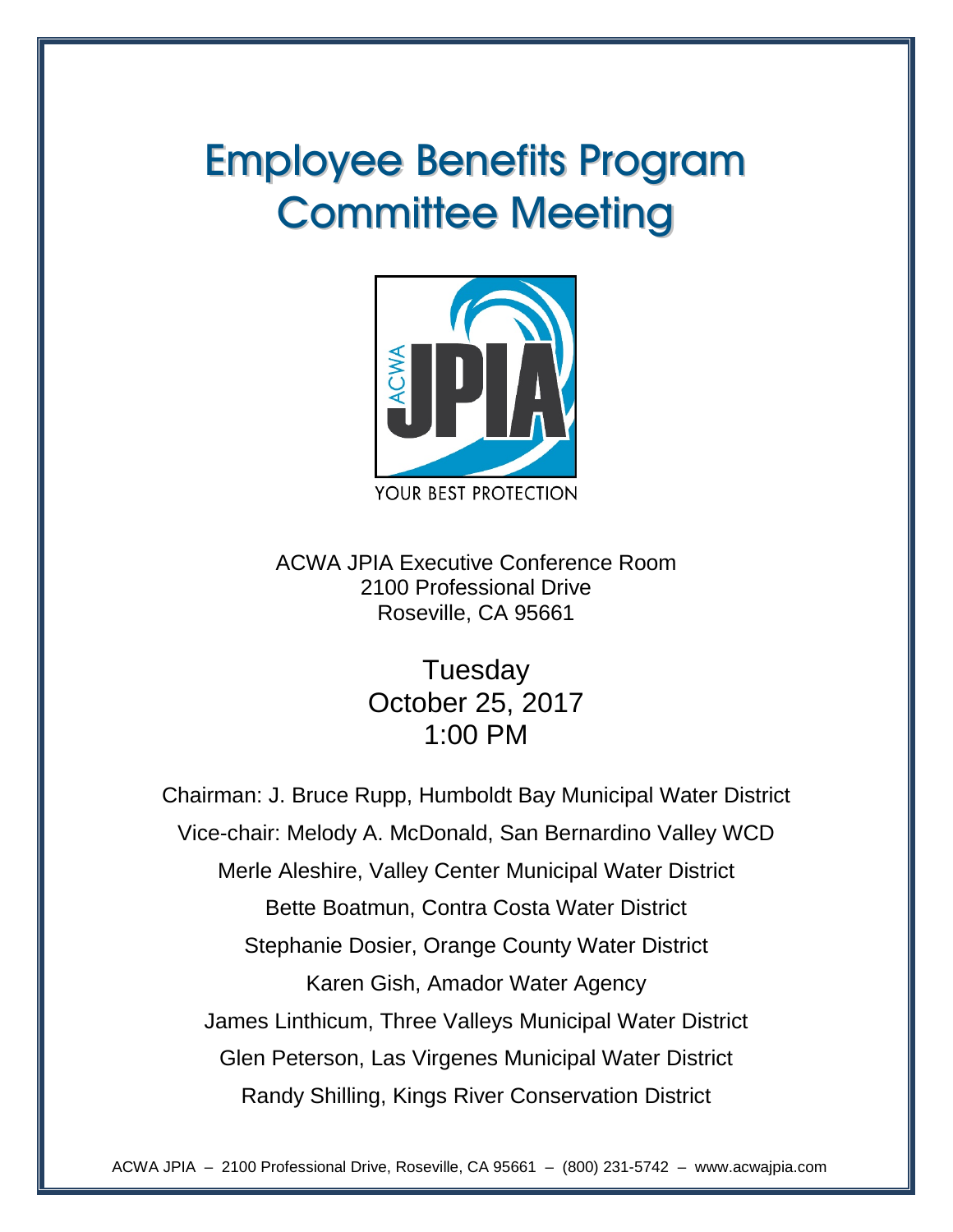# Employee Benefits Program Committee Meeting

YOUR BEST PROTECTION

ACWA JPIA Executive Conference Room
2100 Professional Drive
Roseville, CA 95661

Tuesday
October 25, 2017
1:00 PM

Chairman: J. Bruce Rupp, Humboldt Bay Municipal Water District

Vice-chair: Melody A. McDonald, San Bernardino Valley WCD

Merle Aleshire, Valley Center Municipal Water District

Bette Boatmun, Contra Costa Water District

Stephanie Dosier, Orange County Water District

Karen Gish, Amador Water Agency

James Linthicum, Three Valleys Municipal Water District

Glen Peterson, Las Virgenes Municipal Water District

Randy Shilling, Kings River Conservation District

ACWA JPIA – 2100 Professional Drive, Roseville, CA 95661 – (800) 231-5742 – www.acwajpia.com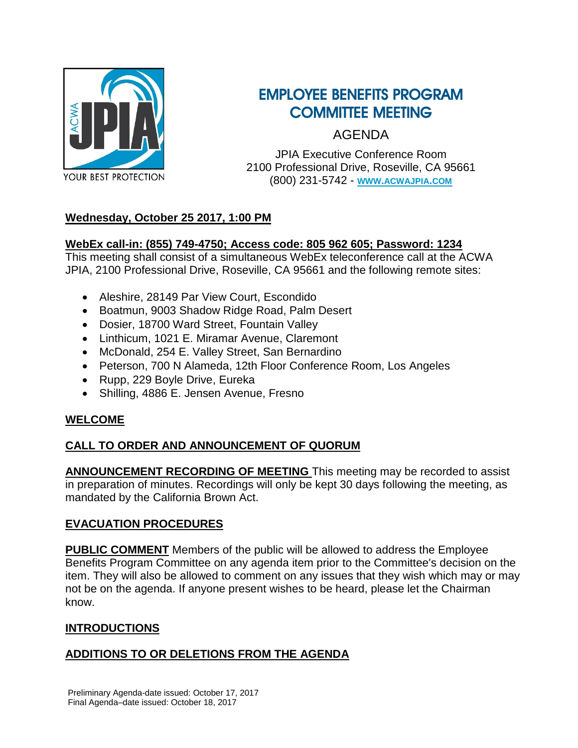# EMPLOYEE BENEFITS PROGRAM COMMITTEE MEETING

## AGENDA

JPIA Executive Conference Room
2100 Professional Drive, Roseville, CA 95661
(800) 231-5742 - WWW.ACWAJPIA.COM

**Wednesday, October 25 2017, 1:00 PM**

**WebEx call-in: (855) 749-4750; Access code: 805 962 605; Password: 1234**
This meeting shall consist of a simultaneous WebEx teleconference call at the ACWA JPIA, 2100 Professional Drive, Roseville, CA 95661 and the following remote sites:

- Aleshire, 28149 Par View Court, Escondido
- Boatmun, 9003 Shadow Ridge Road, Palm Desert
- Dosier, 18700 Ward Street, Fountain Valley
- Linthicum, 1021 E. Miramar Avenue, Claremont
- McDonald, 254 E. Valley Street, San Bernardino
- Peterson, 700 N Alameda, 12th Floor Conference Room, Los Angeles
- Rupp, 229 Boyle Drive, Eureka
- Shilling, 4886 E. Jensen Avenue, Fresno

**WELCOME**

**CALL TO ORDER AND ANNOUNCEMENT OF QUORUM**

**ANNOUNCEMENT RECORDING OF MEETING** This meeting may be recorded to assist in preparation of minutes. Recordings will only be kept 30 days following the meeting, as mandated by the California Brown Act.

**EVACUATION PROCEDURES**

**PUBLIC COMMENT** Members of the public will be allowed to address the Employee Benefits Program Committee on any agenda item prior to the Committee's decision on the item. They will also be allowed to comment on any issues that they wish which may or may not be on the agenda. If anyone present wishes to be heard, please let the Chairman know.

**INTRODUCTIONS**

**ADDITIONS TO OR DELETIONS FROM THE AGENDA**

Preliminary Agenda-date issued: October 17, 2017
Final Agenda–date issued: October 18, 2017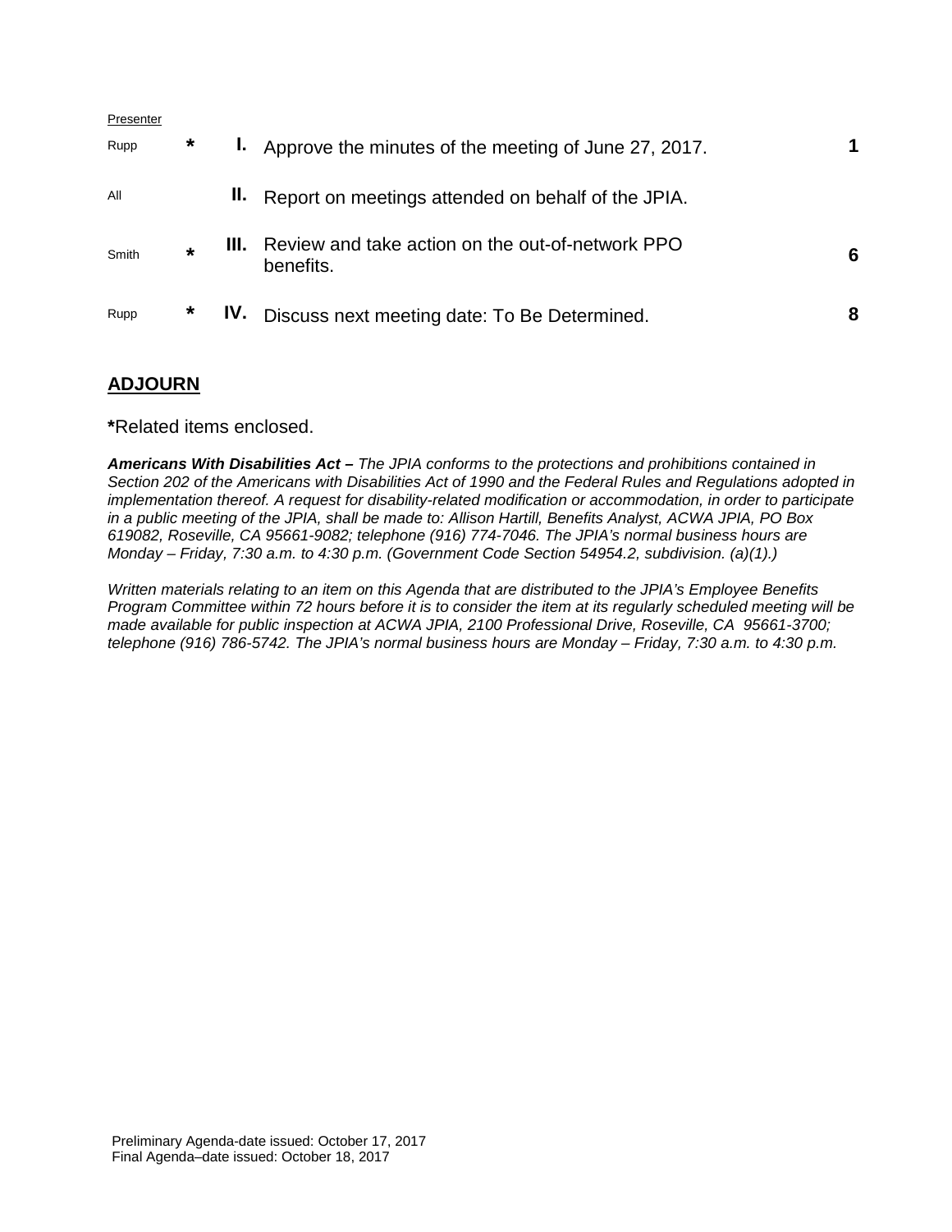| Presenter | | | | |
|---|---|---|---|---|
| Rupp | * | **I.** | Approve the minutes of the meeting of June 27, 2017. | **1** |
| All | | **II.** | Report on meetings attended on behalf of the JPIA. | |
| Smith | * | **III.** | Review and take action on the out-of-network PPO benefits. | **6** |
| Rupp | * | **IV.** | Discuss next meeting date: To Be Determined. | **8** |

## ADJOURN

**\***Related items enclosed.

***Americans With Disabilities Act –*** *The JPIA conforms to the protections and prohibitions contained in Section 202 of the Americans with Disabilities Act of 1990 and the Federal Rules and Regulations adopted in implementation thereof. A request for disability-related modification or accommodation, in order to participate in a public meeting of the JPIA, shall be made to: Allison Hartill, Benefits Analyst, ACWA JPIA, PO Box 619082, Roseville, CA 95661-9082; telephone (916) 774-7046. The JPIA's normal business hours are Monday – Friday, 7:30 a.m. to 4:30 p.m. (Government Code Section 54954.2, subdivision. (a)(1).)*

*Written materials relating to an item on this Agenda that are distributed to the JPIA's Employee Benefits Program Committee within 72 hours before it is to consider the item at its regularly scheduled meeting will be made available for public inspection at ACWA JPIA, 2100 Professional Drive, Roseville, CA 95661-3700; telephone (916) 786-5742. The JPIA's normal business hours are Monday – Friday, 7:30 a.m. to 4:30 p.m.*

Preliminary Agenda-date issued: October 17, 2017
Final Agenda–date issued: October 18, 2017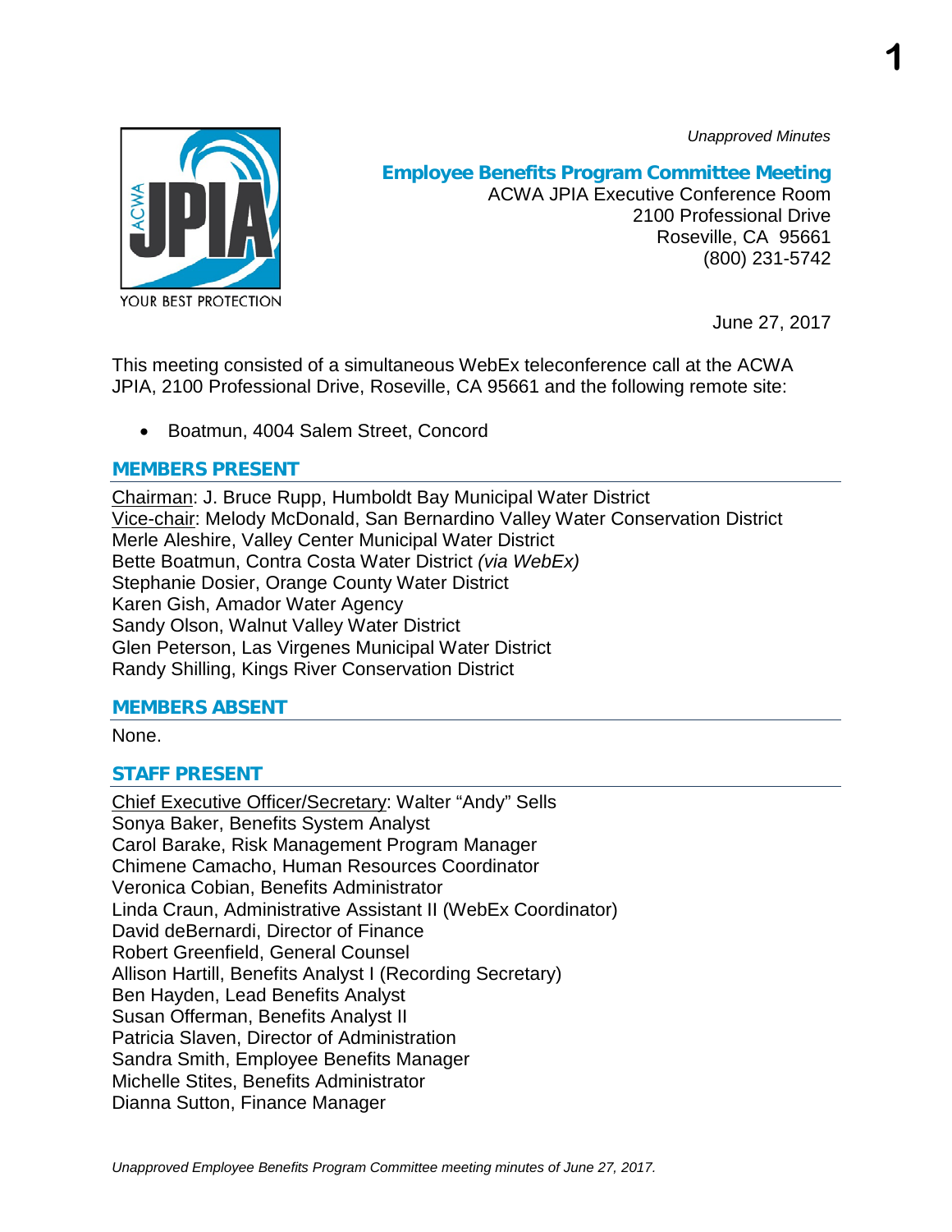*Unapproved Minutes*

## Employee Benefits Program Committee Meeting

ACWA JPIA Executive Conference Room
2100 Professional Drive
Roseville, CA 95661
(800) 231-5742

June 27, 2017

This meeting consisted of a simultaneous WebEx teleconference call at the ACWA JPIA, 2100 Professional Drive, Roseville, CA 95661 and the following remote site:

- Boatmun, 4004 Salem Street, Concord

### MEMBERS PRESENT

Chairman: J. Bruce Rupp, Humboldt Bay Municipal Water District
Vice-chair: Melody McDonald, San Bernardino Valley Water Conservation District
Merle Aleshire, Valley Center Municipal Water District
Bette Boatmun, Contra Costa Water District *(via WebEx)*
Stephanie Dosier, Orange County Water District
Karen Gish, Amador Water Agency
Sandy Olson, Walnut Valley Water District
Glen Peterson, Las Virgenes Municipal Water District
Randy Shilling, Kings River Conservation District

### MEMBERS ABSENT

None.

### STAFF PRESENT

Chief Executive Officer/Secretary: Walter "Andy" Sells
Sonya Baker, Benefits System Analyst
Carol Barake, Risk Management Program Manager
Chimene Camacho, Human Resources Coordinator
Veronica Cobian, Benefits Administrator
Linda Craun, Administrative Assistant II (WebEx Coordinator)
David deBernardi, Director of Finance
Robert Greenfield, General Counsel
Allison Hartill, Benefits Analyst I (Recording Secretary)
Ben Hayden, Lead Benefits Analyst
Susan Offerman, Benefits Analyst II
Patricia Slaven, Director of Administration
Sandra Smith, Employee Benefits Manager
Michelle Stites, Benefits Administrator
Dianna Sutton, Finance Manager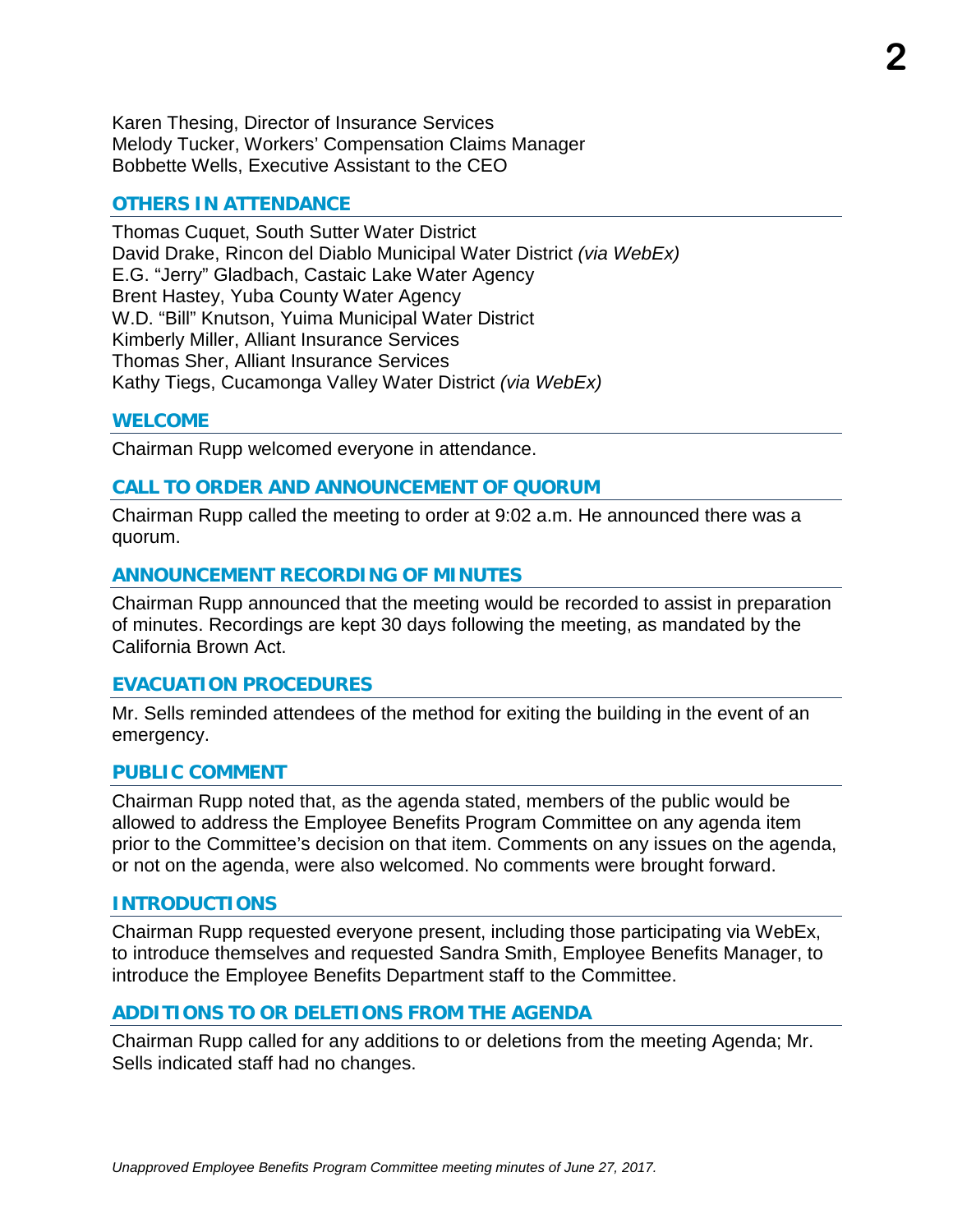Karen Thesing, Director of Insurance Services
Melody Tucker, Workers' Compensation Claims Manager
Bobbette Wells, Executive Assistant to the CEO

## OTHERS IN ATTENDANCE

Thomas Cuquet, South Sutter Water District
David Drake, Rincon del Diablo Municipal Water District *(via WebEx)*
E.G. "Jerry" Gladbach, Castaic Lake Water Agency
Brent Hastey, Yuba County Water Agency
W.D. "Bill" Knutson, Yuima Municipal Water District
Kimberly Miller, Alliant Insurance Services
Thomas Sher, Alliant Insurance Services
Kathy Tiegs, Cucamonga Valley Water District *(via WebEx)*

## WELCOME

Chairman Rupp welcomed everyone in attendance.

## CALL TO ORDER AND ANNOUNCEMENT OF QUORUM

Chairman Rupp called the meeting to order at 9:02 a.m. He announced there was a quorum.

## ANNOUNCEMENT RECORDING OF MINUTES

Chairman Rupp announced that the meeting would be recorded to assist in preparation of minutes. Recordings are kept 30 days following the meeting, as mandated by the California Brown Act.

## EVACUATION PROCEDURES

Mr. Sells reminded attendees of the method for exiting the building in the event of an emergency.

## PUBLIC COMMENT

Chairman Rupp noted that, as the agenda stated, members of the public would be allowed to address the Employee Benefits Program Committee on any agenda item prior to the Committee's decision on that item. Comments on any issues on the agenda, or not on the agenda, were also welcomed. No comments were brought forward.

## INTRODUCTIONS

Chairman Rupp requested everyone present, including those participating via WebEx, to introduce themselves and requested Sandra Smith, Employee Benefits Manager, to introduce the Employee Benefits Department staff to the Committee.

## ADDITIONS TO OR DELETIONS FROM THE AGENDA

Chairman Rupp called for any additions to or deletions from the meeting Agenda; Mr. Sells indicated staff had no changes.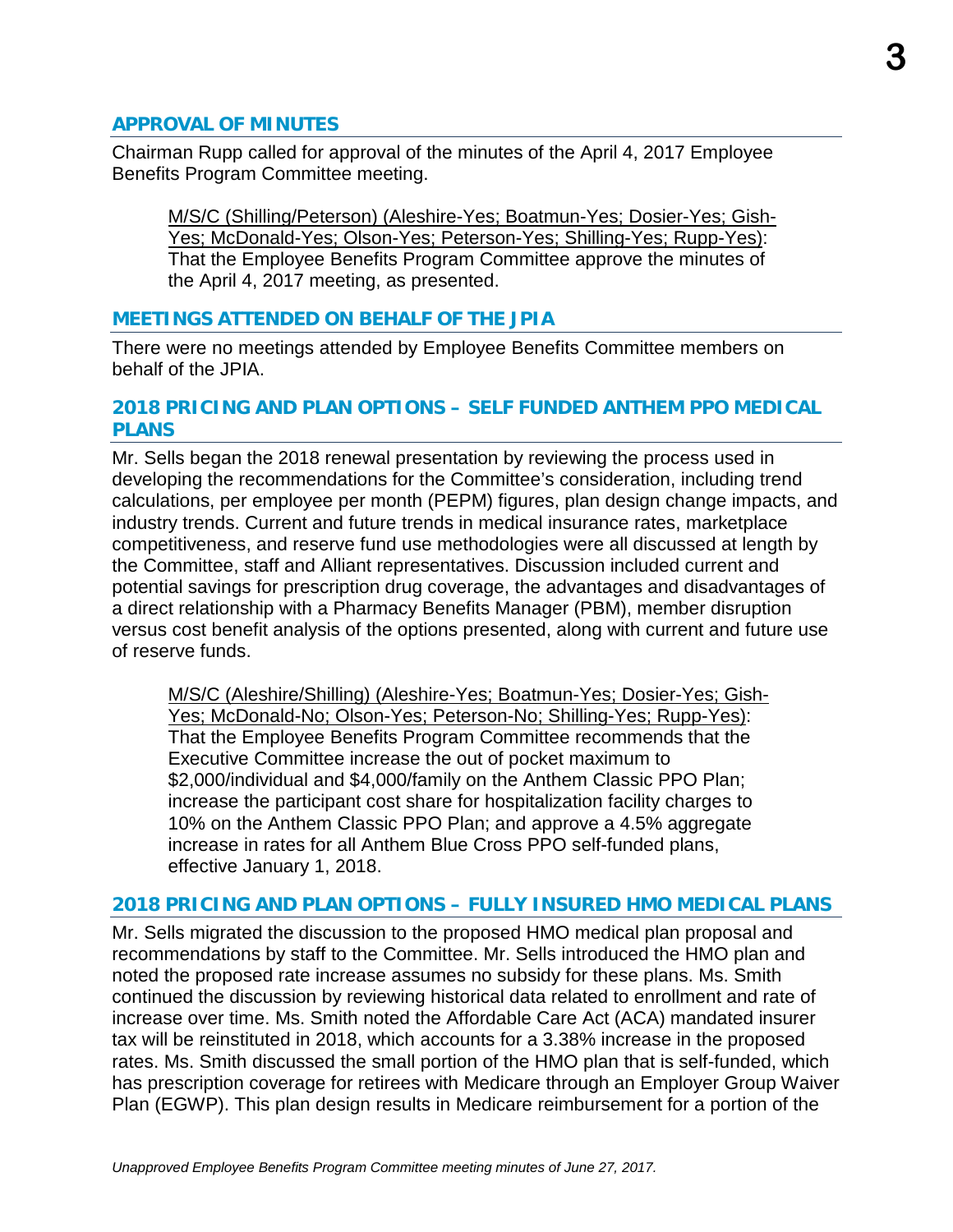## APPROVAL OF MINUTES

Chairman Rupp called for approval of the minutes of the April 4, 2017 Employee Benefits Program Committee meeting.

> M/S/C (Shilling/Peterson) (Aleshire-Yes; Boatmun-Yes; Dosier-Yes; Gish-Yes; McDonald-Yes; Olson-Yes; Peterson-Yes; Shilling-Yes; Rupp-Yes): That the Employee Benefits Program Committee approve the minutes of the April 4, 2017 meeting, as presented.

## MEETINGS ATTENDED ON BEHALF OF THE JPIA

There were no meetings attended by Employee Benefits Committee members on behalf of the JPIA.

## 2018 PRICING AND PLAN OPTIONS – SELF FUNDED ANTHEM PPO MEDICAL PLANS

Mr. Sells began the 2018 renewal presentation by reviewing the process used in developing the recommendations for the Committee's consideration, including trend calculations, per employee per month (PEPM) figures, plan design change impacts, and industry trends. Current and future trends in medical insurance rates, marketplace competitiveness, and reserve fund use methodologies were all discussed at length by the Committee, staff and Alliant representatives. Discussion included current and potential savings for prescription drug coverage, the advantages and disadvantages of a direct relationship with a Pharmacy Benefits Manager (PBM), member disruption versus cost benefit analysis of the options presented, along with current and future use of reserve funds.

> M/S/C (Aleshire/Shilling) (Aleshire-Yes; Boatmun-Yes; Dosier-Yes; Gish-Yes; McDonald-No; Olson-Yes; Peterson-No; Shilling-Yes; Rupp-Yes): That the Employee Benefits Program Committee recommends that the Executive Committee increase the out of pocket maximum to $2,000/individual and $4,000/family on the Anthem Classic PPO Plan; increase the participant cost share for hospitalization facility charges to 10% on the Anthem Classic PPO Plan; and approve a 4.5% aggregate increase in rates for all Anthem Blue Cross PPO self-funded plans, effective January 1, 2018.

## 2018 PRICING AND PLAN OPTIONS – FULLY INSURED HMO MEDICAL PLANS

Mr. Sells migrated the discussion to the proposed HMO medical plan proposal and recommendations by staff to the Committee. Mr. Sells introduced the HMO plan and noted the proposed rate increase assumes no subsidy for these plans. Ms. Smith continued the discussion by reviewing historical data related to enrollment and rate of increase over time. Ms. Smith noted the Affordable Care Act (ACA) mandated insurer tax will be reinstituted in 2018, which accounts for a 3.38% increase in the proposed rates. Ms. Smith discussed the small portion of the HMO plan that is self-funded, which has prescription coverage for retirees with Medicare through an Employer Group Waiver Plan (EGWP). This plan design results in Medicare reimbursement for a portion of the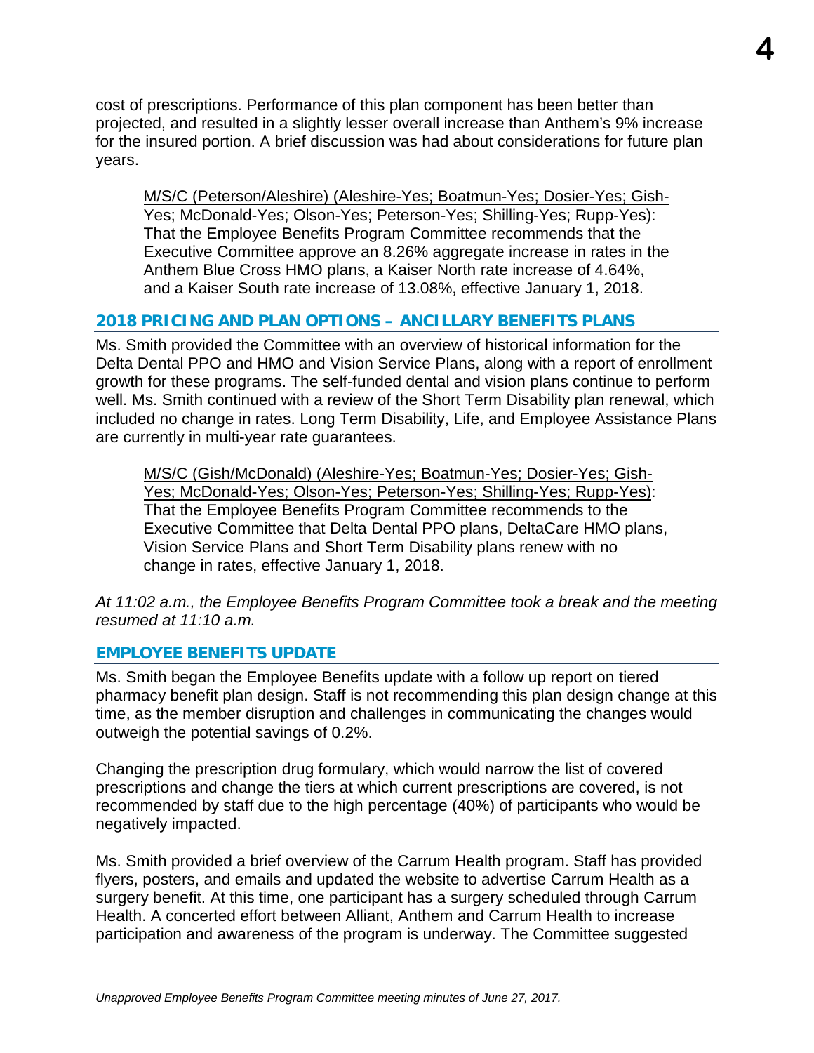cost of prescriptions. Performance of this plan component has been better than projected, and resulted in a slightly lesser overall increase than Anthem's 9% increase for the insured portion. A brief discussion was had about considerations for future plan years.

> <u>M/S/C (Peterson/Aleshire) (Aleshire-Yes; Boatmun-Yes; Dosier-Yes; Gish-Yes; McDonald-Yes; Olson-Yes; Peterson-Yes; Shilling-Yes; Rupp-Yes)</u>: That the Employee Benefits Program Committee recommends that the Executive Committee approve an 8.26% aggregate increase in rates in the Anthem Blue Cross HMO plans, a Kaiser North rate increase of 4.64%, and a Kaiser South rate increase of 13.08%, effective January 1, 2018.

## 2018 PRICING AND PLAN OPTIONS – ANCILLARY BENEFITS PLANS

Ms. Smith provided the Committee with an overview of historical information for the Delta Dental PPO and HMO and Vision Service Plans, along with a report of enrollment growth for these programs. The self-funded dental and vision plans continue to perform well. Ms. Smith continued with a review of the Short Term Disability plan renewal, which included no change in rates. Long Term Disability, Life, and Employee Assistance Plans are currently in multi-year rate guarantees.

> <u>M/S/C (Gish/McDonald) (Aleshire-Yes; Boatmun-Yes; Dosier-Yes; Gish-Yes; McDonald-Yes; Olson-Yes; Peterson-Yes; Shilling-Yes; Rupp-Yes)</u>: That the Employee Benefits Program Committee recommends to the Executive Committee that Delta Dental PPO plans, DeltaCare HMO plans, Vision Service Plans and Short Term Disability plans renew with no change in rates, effective January 1, 2018.

*At 11:02 a.m., the Employee Benefits Program Committee took a break and the meeting resumed at 11:10 a.m.*

## EMPLOYEE BENEFITS UPDATE

Ms. Smith began the Employee Benefits update with a follow up report on tiered pharmacy benefit plan design. Staff is not recommending this plan design change at this time, as the member disruption and challenges in communicating the changes would outweigh the potential savings of 0.2%.

Changing the prescription drug formulary, which would narrow the list of covered prescriptions and change the tiers at which current prescriptions are covered, is not recommended by staff due to the high percentage (40%) of participants who would be negatively impacted.

Ms. Smith provided a brief overview of the Carrum Health program. Staff has provided flyers, posters, and emails and updated the website to advertise Carrum Health as a surgery benefit. At this time, one participant has a surgery scheduled through Carrum Health. A concerted effort between Alliant, Anthem and Carrum Health to increase participation and awareness of the program is underway. The Committee suggested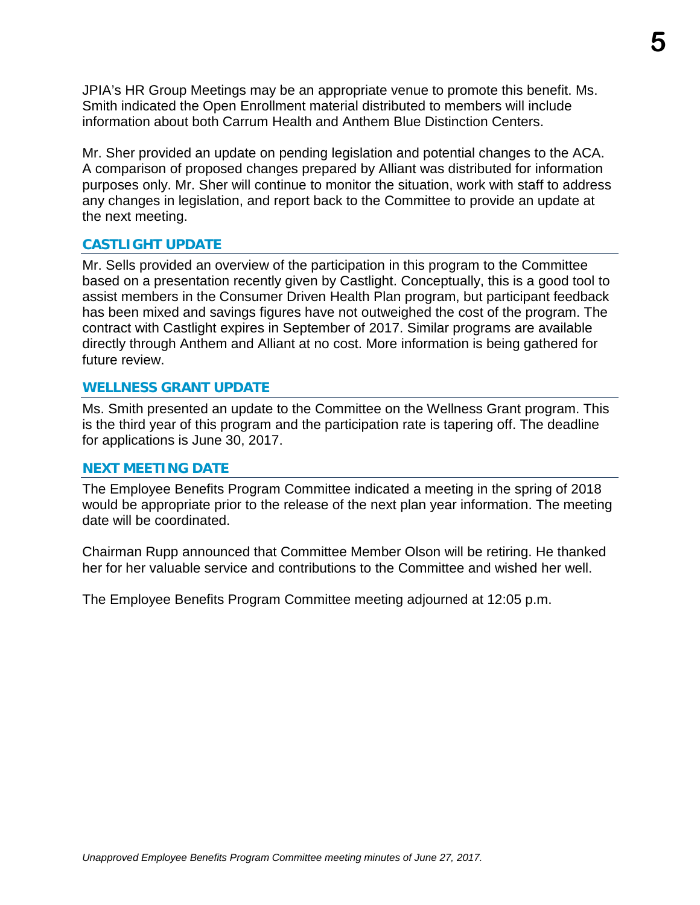JPIA's HR Group Meetings may be an appropriate venue to promote this benefit. Ms. Smith indicated the Open Enrollment material distributed to members will include information about both Carrum Health and Anthem Blue Distinction Centers.

Mr. Sher provided an update on pending legislation and potential changes to the ACA. A comparison of proposed changes prepared by Alliant was distributed for information purposes only. Mr. Sher will continue to monitor the situation, work with staff to address any changes in legislation, and report back to the Committee to provide an update at the next meeting.

## CASTLIGHT UPDATE

Mr. Sells provided an overview of the participation in this program to the Committee based on a presentation recently given by Castlight. Conceptually, this is a good tool to assist members in the Consumer Driven Health Plan program, but participant feedback has been mixed and savings figures have not outweighed the cost of the program. The contract with Castlight expires in September of 2017. Similar programs are available directly through Anthem and Alliant at no cost. More information is being gathered for future review.

## WELLNESS GRANT UPDATE

Ms. Smith presented an update to the Committee on the Wellness Grant program. This is the third year of this program and the participation rate is tapering off. The deadline for applications is June 30, 2017.

## NEXT MEETING DATE

The Employee Benefits Program Committee indicated a meeting in the spring of 2018 would be appropriate prior to the release of the next plan year information. The meeting date will be coordinated.

Chairman Rupp announced that Committee Member Olson will be retiring. He thanked her for her valuable service and contributions to the Committee and wished her well.

The Employee Benefits Program Committee meeting adjourned at 12:05 p.m.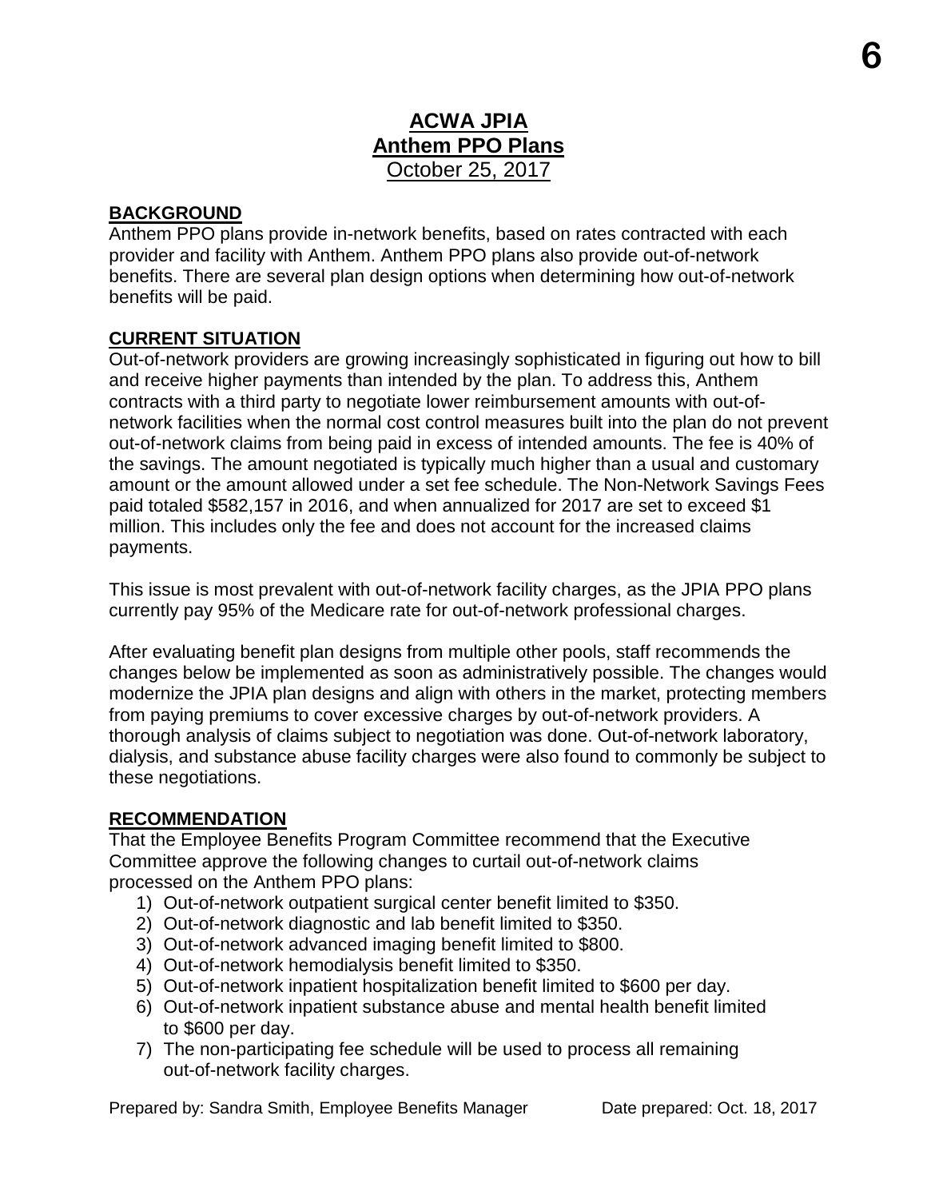# ACWA JPIA
## Anthem PPO Plans
October 25, 2017

### BACKGROUND

Anthem PPO plans provide in-network benefits, based on rates contracted with each provider and facility with Anthem. Anthem PPO plans also provide out-of-network benefits. There are several plan design options when determining how out-of-network benefits will be paid.

### CURRENT SITUATION

Out-of-network providers are growing increasingly sophisticated in figuring out how to bill and receive higher payments than intended by the plan. To address this, Anthem contracts with a third party to negotiate lower reimbursement amounts with out-of-network facilities when the normal cost control measures built into the plan do not prevent out-of-network claims from being paid in excess of intended amounts. The fee is 40% of the savings. The amount negotiated is typically much higher than a usual and customary amount or the amount allowed under a set fee schedule. The Non-Network Savings Fees paid totaled $582,157 in 2016, and when annualized for 2017 are set to exceed $1 million. This includes only the fee and does not account for the increased claims payments.

This issue is most prevalent with out-of-network facility charges, as the JPIA PPO plans currently pay 95% of the Medicare rate for out-of-network professional charges.

After evaluating benefit plan designs from multiple other pools, staff recommends the changes below be implemented as soon as administratively possible. The changes would modernize the JPIA plan designs and align with others in the market, protecting members from paying premiums to cover excessive charges by out-of-network providers. A thorough analysis of claims subject to negotiation was done. Out-of-network laboratory, dialysis, and substance abuse facility charges were also found to commonly be subject to these negotiations.

### RECOMMENDATION

That the Employee Benefits Program Committee recommend that the Executive Committee approve the following changes to curtail out-of-network claims processed on the Anthem PPO plans:

1) Out-of-network outpatient surgical center benefit limited to $350.
2) Out-of-network diagnostic and lab benefit limited to $350.
3) Out-of-network advanced imaging benefit limited to $800.
4) Out-of-network hemodialysis benefit limited to $350.
5) Out-of-network inpatient hospitalization benefit limited to $600 per day.
6) Out-of-network inpatient substance abuse and mental health benefit limited to $600 per day.
7) The non-participating fee schedule will be used to process all remaining out-of-network facility charges.

Prepared by: Sandra Smith, Employee Benefits Manager    Date prepared: Oct. 18, 2017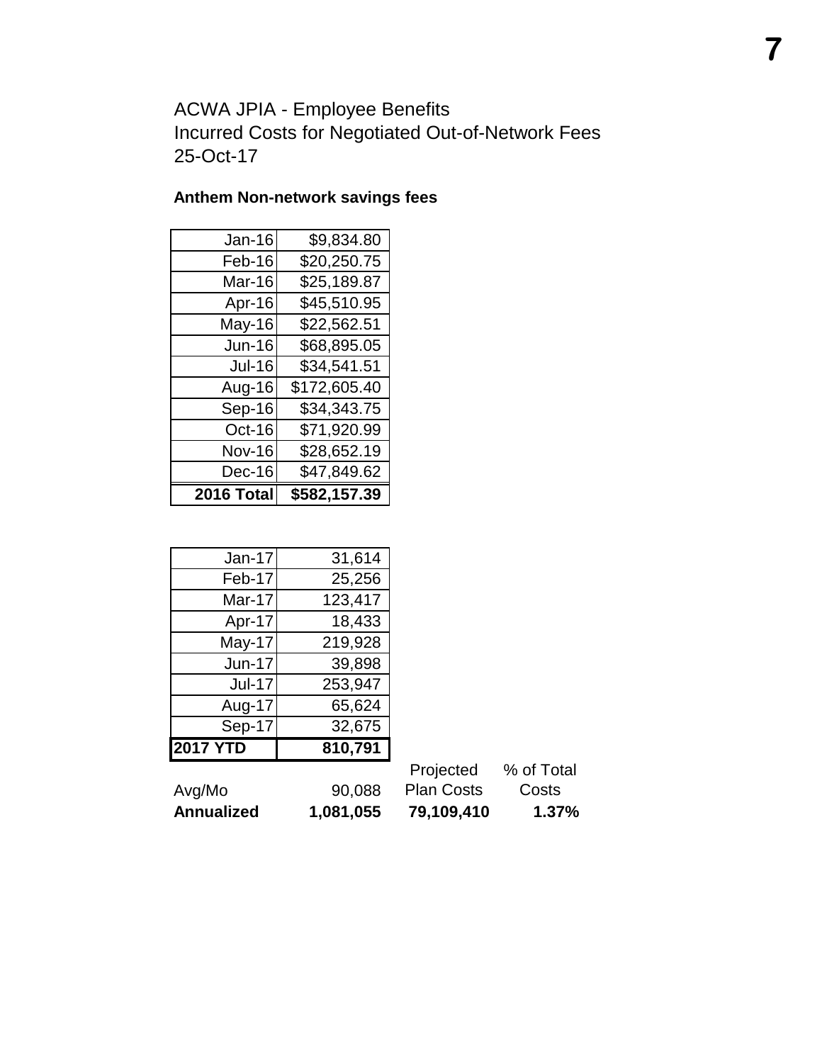ACWA JPIA - Employee Benefits
Incurred Costs for Negotiated Out-of-Network Fees
25-Oct-17

**Anthem Non-network savings fees**

| Month | Amount |
|---|---|
| Jan-16 | $9,834.80 |
| Feb-16 | $20,250.75 |
| Mar-16 | $25,189.87 |
| Apr-16 | $45,510.95 |
| May-16 | $22,562.51 |
| Jun-16 | $68,895.05 |
| Jul-16 | $34,541.51 |
| Aug-16 | $172,605.40 |
| Sep-16 | $34,343.75 |
| Oct-16 | $71,920.99 |
| Nov-16 | $28,652.19 |
| Dec-16 | $47,849.62 |
| **2016 Total** | **$582,157.39** |

| Month | Amount | Projected Plan Costs | % of Total Costs |
|---|---|---|---|
| Jan-17 | 31,614 | | |
| Feb-17 | 25,256 | | |
| Mar-17 | 123,417 | | |
| Apr-17 | 18,433 | | |
| May-17 | 219,928 | | |
| Jun-17 | 39,898 | | |
| Jul-17 | 253,947 | | |
| Aug-17 | 65,624 | | |
| Sep-17 | 32,675 | | |
| **2017 YTD** | **810,791** | | |
| Avg/Mo | 90,088 | | |
| **Annualized** | **1,081,055** | **79,109,410** | **1.37%** |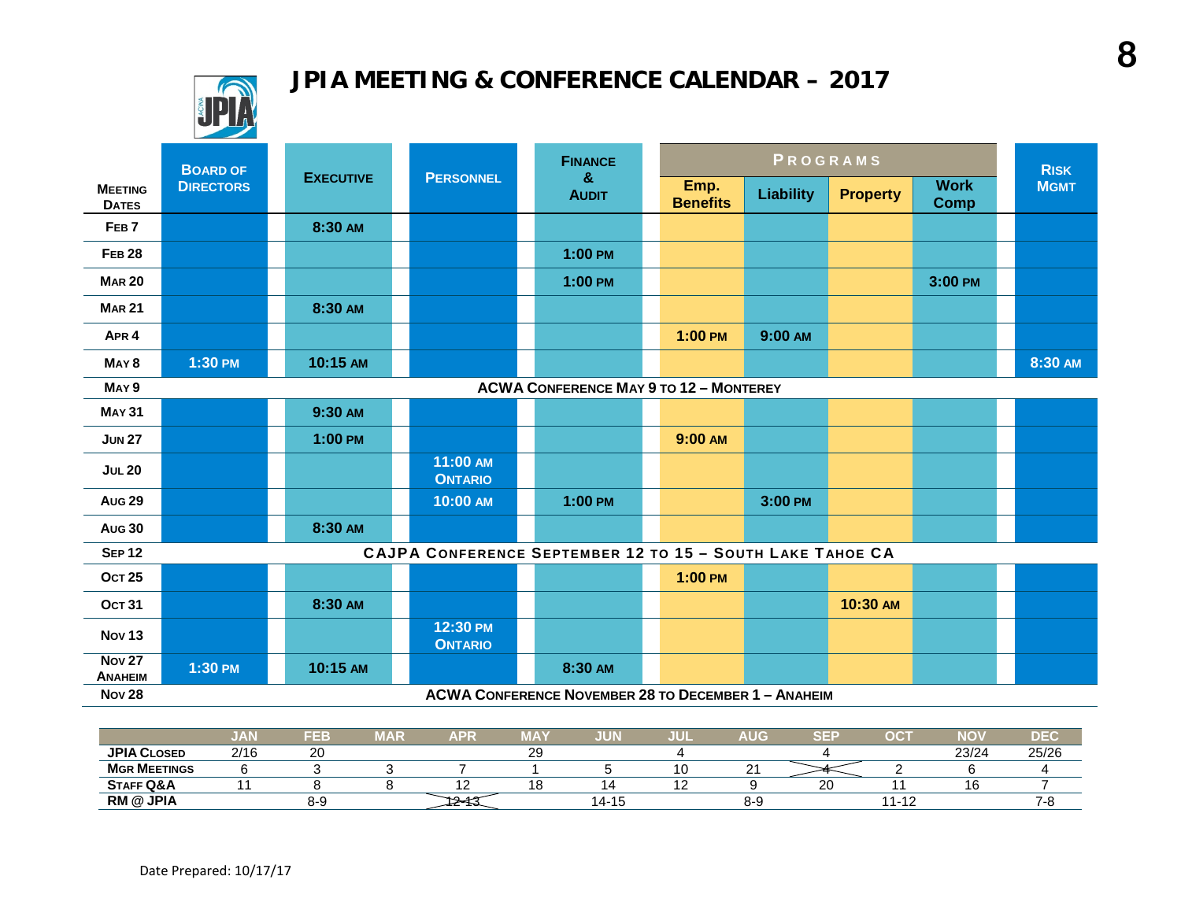# JPIA MEETING & CONFERENCE CALENDAR – 2017

| Meeting Dates | Board of Directors | Executive | Personnel | Finance & Audit | Programs | | | | Risk Mgmt |
|---|---|---|---|---|---|---|---|---|---|
| | | | | | Emp. Benefits | Liability | Property | Work Comp | |
| Feb 7 | | 8:30 AM | | | | | | | |
| Feb 28 | | | | 1:00 PM | | | | | |
| Mar 20 | | | | 1:00 PM | | | | 3:00 PM | |
| Mar 21 | | 8:30 AM | | | | | | | |
| Apr 4 | | | | | 1:00 PM | 9:00 AM | | | |
| May 8 | 1:30 PM | 10:15 AM | | | | | | | 8:30 AM |
| May 9 | ACWA Conference May 9 to 12 – Monterey | | | | | | | | |
| May 31 | | 9:30 AM | | | | | | | |
| Jun 27 | | 1:00 PM | | | 9:00 AM | | | | |
| Jul 20 | | | 11:00 AM Ontario | | | | | | |
| Aug 29 | | | 10:00 AM | 1:00 PM | | 3:00 PM | | | |
| Aug 30 | | 8:30 AM | | | | | | | |
| Sep 12 | CAJPA Conference September 12 to 15 – South Lake Tahoe CA | | | | | | | | |
| Oct 25 | | | | | 1:00 PM | | | | |
| Oct 31 | | 8:30 AM | | | | | 10:30 AM | | |
| Nov 13 | | | 12:30 PM Ontario | | | | | | |
| Nov 27 Anaheim | 1:30 PM | 10:15 AM | | 8:30 AM | | | | | |
| Nov 28 | ACWA Conference November 28 to December 1 – Anaheim | | | | | | | | |

| | JAN | FEB | MAR | APR | MAY | JUN | JUL | AUG | SEP | OCT | NOV | DEC |
|---|---|---|---|---|---|---|---|---|---|---|---|---|
| JPIA Closed | 2/16 | 20 | | | 29 | | 4 | | 4 | | 23/24 | 25/26 |
| Mgr Meetings | 6 | 3 | 3 | 7 | 1 | 5 | 10 | 21 | ~~4~~ | 2 | 6 | 4 |
| Staff Q&A | 11 | 8 | 8 | 12 | 18 | 14 | 12 | 9 | 20 | 11 | 16 | 7 |
| RM @ JPIA | | 8-9 | | ~~12-13~~ | | 14-15 | | 8-9 | | 11-12 | | 7-8 |

Date Prepared: 10/17/17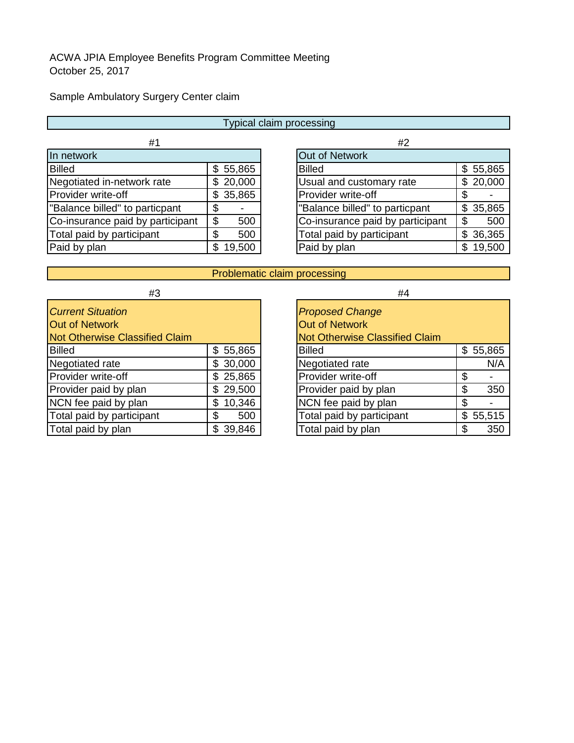ACWA JPIA Employee Benefits Program Committee Meeting
October 25, 2017

Sample Ambulatory Surgery Center claim

## Typical claim processing

#1

| In network | |
|---|---|
| Billed | $ 55,865 |
| Negotiated in-network rate | $ 20,000 |
| Provider write-off | $ 35,865 |
| "Balance billed" to particpant | $ - |
| Co-insurance paid by participant | $ 500 |
| Total paid by participant | $ 500 |
| Paid by plan | $ 19,500 |

#2

| Out of Network | |
|---|---|
| Billed | $ 55,865 |
| Usual and customary rate | $ 20,000 |
| Provider write-off | $ - |
| "Balance billed" to particpant | $ 35,865 |
| Co-insurance paid by participant | $ 500 |
| Total paid by participant | $ 36,365 |
| Paid by plan | $ 19,500 |

## Problematic claim processing

#3

| *Current Situation* Out of Network Not Otherwise Classified Claim | |
|---|---|
| Billed | $ 55,865 |
| Negotiated rate | $ 30,000 |
| Provider write-off | $ 25,865 |
| Provider paid by plan | $ 29,500 |
| NCN fee paid by plan | $ 10,346 |
| Total paid by participant | $ 500 |
| Total paid by plan | $ 39,846 |

#4

| *Proposed Change* Out of Network Not Otherwise Classified Claim | |
|---|---|
| Billed | $ 55,865 |
| Negotiated rate | N/A |
| Provider write-off | $ - |
| Provider paid by plan | $ 350 |
| NCN fee paid by plan | $ - |
| Total paid by participant | $ 55,515 |
| Total paid by plan | $ 350 |